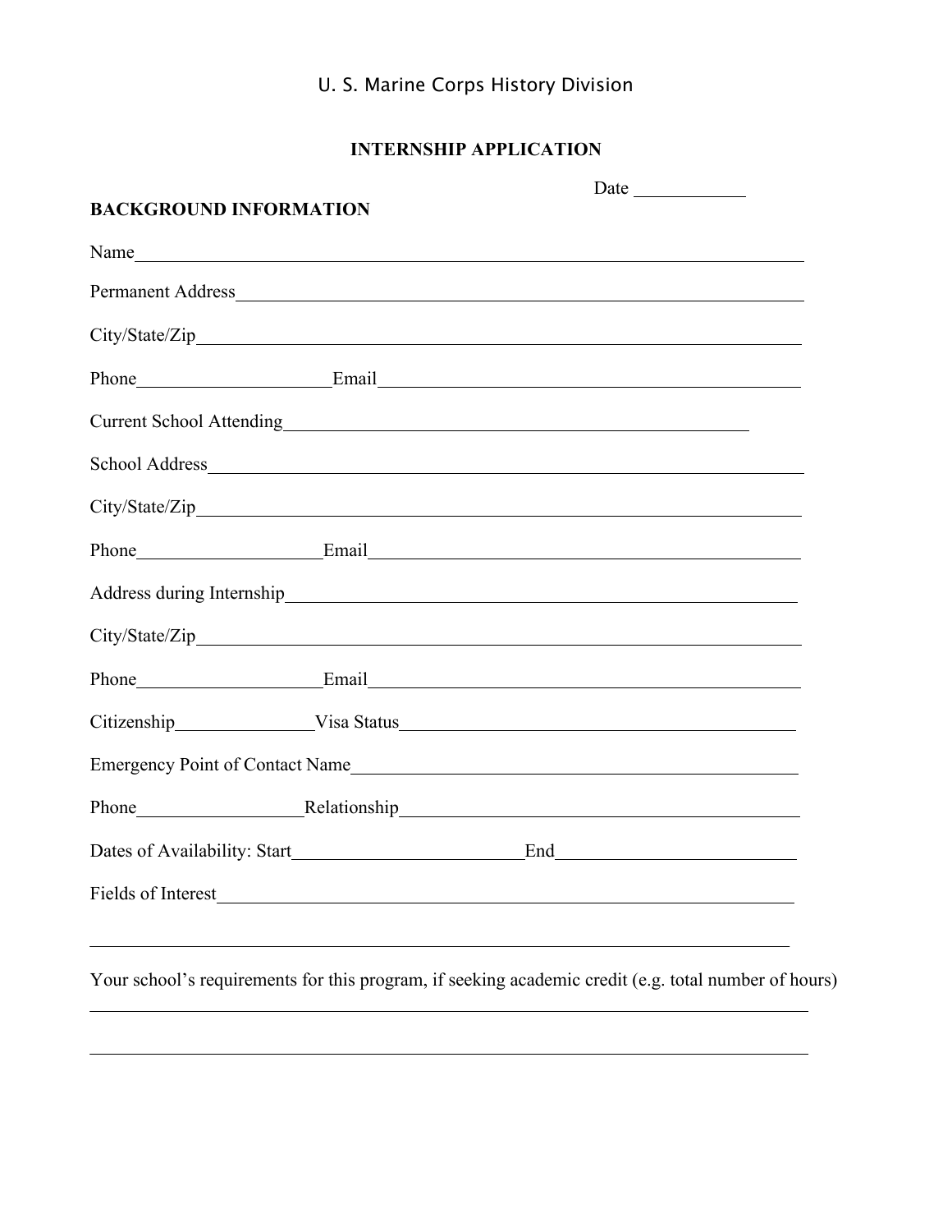U. S. Marine Corps History Division

# INTERNSHIP APPLICATION

Date ____________

## BACKGROUND INFORMATION

Name________________________________________________________________________

Permanent Address_______________________________________________________________

City/State/Zip__________________________________________________________________

Phone____________________Email_________________________________________________

Current School Attending_________________________________________________

School Address__________________________________________________________________

City/State/Zip__________________________________________________________________

Phone____________________Email_________________________________________________

Address during Internship______________________________________________________

City/State/Zip__________________________________________________________________

Phone____________________Email_________________________________________________

Citizenship______________Visa Status_________________________________________

Emergency Point of Contact Name_________________________________________________

Phone__________________Relationship__________________________________________

Dates of Availability: Start_________________________End_________________________

Fields of Interest_____________________________________________________________

______________________________________________________________________________

Your school's requirements for this program, if seeking academic credit (e.g. total number of hours)

______________________________________________________________________________

______________________________________________________________________________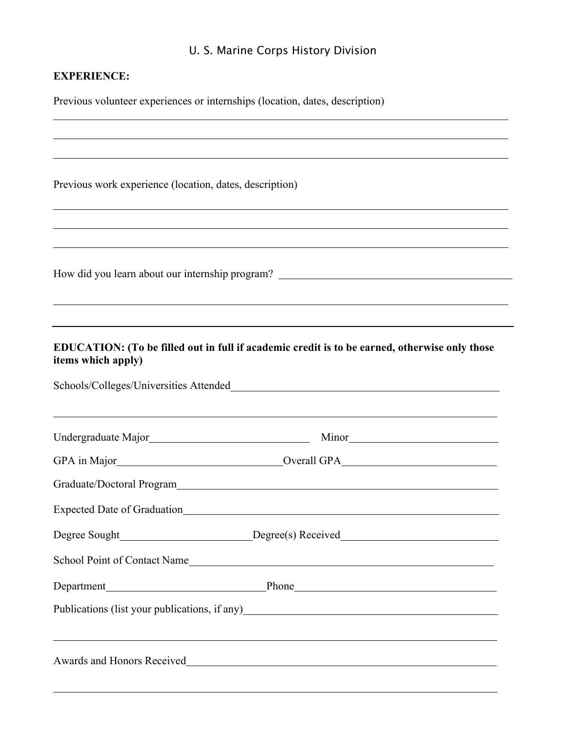U. S. Marine Corps History Division

**EXPERIENCE:**

Previous volunteer experiences or internships (location, dates, description)

______________________________________________________________________________

______________________________________________________________________________

______________________________________________________________________________

Previous work experience (location, dates, description)

______________________________________________________________________________

______________________________________________________________________________

______________________________________________________________________________

How did you learn about our internship program? ________________________________

______________________________________________________________________________

---

**EDUCATION: (To be filled out in full if academic credit is to be earned, otherwise only those items which apply)**

Schools/Colleges/Universities Attended________________________________________

______________________________________________________________________________

Undergraduate Major__________________________ Minor__________________________

GPA in Major__________________________ Overall GPA__________________________

Graduate/Doctoral Program______________________________________________________

Expected Date of Graduation____________________________________________________

Degree Sought____________________ Degree(s) Received__________________________

School Point of Contact Name___________________________________________________

Department__________________________ Phone_________________________________

Publications (list your publications, if any)________________________________________

______________________________________________________________________________

Awards and Honors Received____________________________________________________

______________________________________________________________________________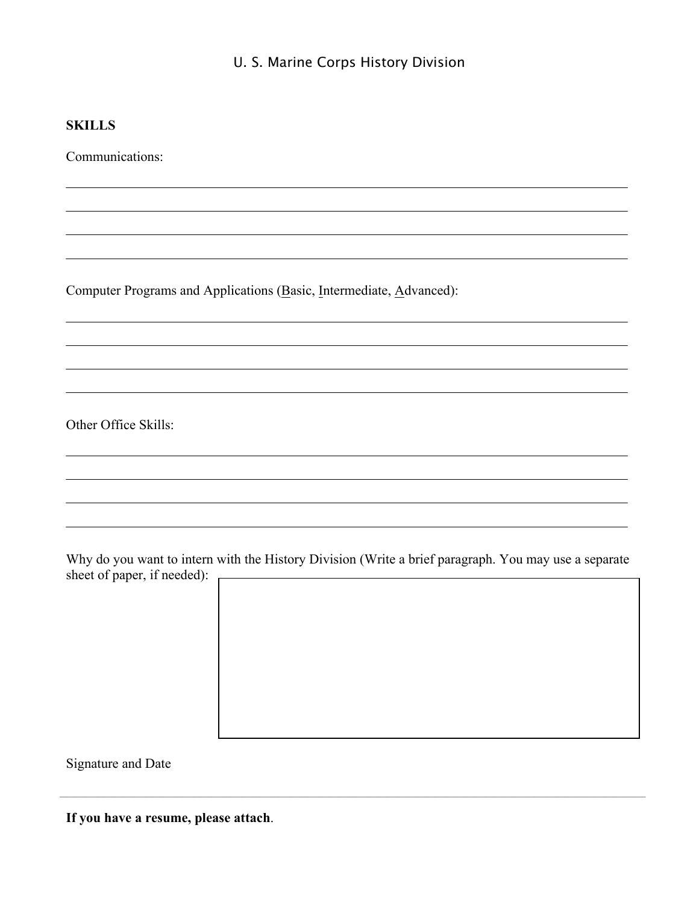U. S. Marine Corps History Division

**SKILLS**

Communications:

\_\_\_\_\_\_\_\_\_\_\_\_\_\_\_\_\_\_\_\_\_\_\_\_\_\_\_\_\_\_\_\_\_\_\_\_\_\_\_\_\_\_\_\_\_\_\_\_\_\_\_\_\_\_\_\_\_\_\_\_\_\_\_\_\_\_\_\_\_\_\_\_\_\_\_\_\_\_

\_\_\_\_\_\_\_\_\_\_\_\_\_\_\_\_\_\_\_\_\_\_\_\_\_\_\_\_\_\_\_\_\_\_\_\_\_\_\_\_\_\_\_\_\_\_\_\_\_\_\_\_\_\_\_\_\_\_\_\_\_\_\_\_\_\_\_\_\_\_\_\_\_\_\_\_\_\_

\_\_\_\_\_\_\_\_\_\_\_\_\_\_\_\_\_\_\_\_\_\_\_\_\_\_\_\_\_\_\_\_\_\_\_\_\_\_\_\_\_\_\_\_\_\_\_\_\_\_\_\_\_\_\_\_\_\_\_\_\_\_\_\_\_\_\_\_\_\_\_\_\_\_\_\_\_\_

\_\_\_\_\_\_\_\_\_\_\_\_\_\_\_\_\_\_\_\_\_\_\_\_\_\_\_\_\_\_\_\_\_\_\_\_\_\_\_\_\_\_\_\_\_\_\_\_\_\_\_\_\_\_\_\_\_\_\_\_\_\_\_\_\_\_\_\_\_\_\_\_\_\_\_\_\_\_

Computer Programs and Applications (<u>B</u>asic, <u>I</u>ntermediate, <u>A</u>dvanced):

\_\_\_\_\_\_\_\_\_\_\_\_\_\_\_\_\_\_\_\_\_\_\_\_\_\_\_\_\_\_\_\_\_\_\_\_\_\_\_\_\_\_\_\_\_\_\_\_\_\_\_\_\_\_\_\_\_\_\_\_\_\_\_\_\_\_\_\_\_\_\_\_\_\_\_\_\_\_

\_\_\_\_\_\_\_\_\_\_\_\_\_\_\_\_\_\_\_\_\_\_\_\_\_\_\_\_\_\_\_\_\_\_\_\_\_\_\_\_\_\_\_\_\_\_\_\_\_\_\_\_\_\_\_\_\_\_\_\_\_\_\_\_\_\_\_\_\_\_\_\_\_\_\_\_\_\_

\_\_\_\_\_\_\_\_\_\_\_\_\_\_\_\_\_\_\_\_\_\_\_\_\_\_\_\_\_\_\_\_\_\_\_\_\_\_\_\_\_\_\_\_\_\_\_\_\_\_\_\_\_\_\_\_\_\_\_\_\_\_\_\_\_\_\_\_\_\_\_\_\_\_\_\_\_\_

\_\_\_\_\_\_\_\_\_\_\_\_\_\_\_\_\_\_\_\_\_\_\_\_\_\_\_\_\_\_\_\_\_\_\_\_\_\_\_\_\_\_\_\_\_\_\_\_\_\_\_\_\_\_\_\_\_\_\_\_\_\_\_\_\_\_\_\_\_\_\_\_\_\_\_\_\_\_

Other Office Skills:

\_\_\_\_\_\_\_\_\_\_\_\_\_\_\_\_\_\_\_\_\_\_\_\_\_\_\_\_\_\_\_\_\_\_\_\_\_\_\_\_\_\_\_\_\_\_\_\_\_\_\_\_\_\_\_\_\_\_\_\_\_\_\_\_\_\_\_\_\_\_\_\_\_\_\_\_\_\_

\_\_\_\_\_\_\_\_\_\_\_\_\_\_\_\_\_\_\_\_\_\_\_\_\_\_\_\_\_\_\_\_\_\_\_\_\_\_\_\_\_\_\_\_\_\_\_\_\_\_\_\_\_\_\_\_\_\_\_\_\_\_\_\_\_\_\_\_\_\_\_\_\_\_\_\_\_\_

\_\_\_\_\_\_\_\_\_\_\_\_\_\_\_\_\_\_\_\_\_\_\_\_\_\_\_\_\_\_\_\_\_\_\_\_\_\_\_\_\_\_\_\_\_\_\_\_\_\_\_\_\_\_\_\_\_\_\_\_\_\_\_\_\_\_\_\_\_\_\_\_\_\_\_\_\_\_

\_\_\_\_\_\_\_\_\_\_\_\_\_\_\_\_\_\_\_\_\_\_\_\_\_\_\_\_\_\_\_\_\_\_\_\_\_\_\_\_\_\_\_\_\_\_\_\_\_\_\_\_\_\_\_\_\_\_\_\_\_\_\_\_\_\_\_\_\_\_\_\_\_\_\_\_\_\_

Why do you want to intern with the History Division (Write a brief paragraph. You may use a separate sheet of paper, if needed):

Signature and Date

---

**If you have a resume, please attach**.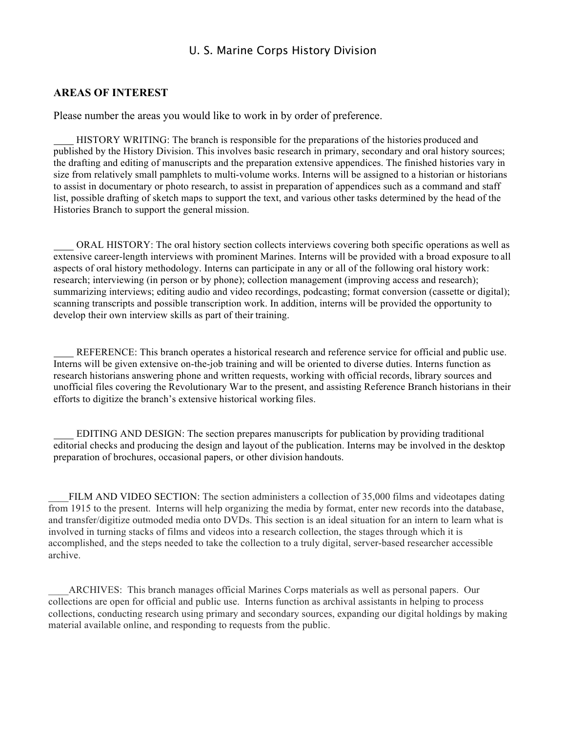U. S. Marine Corps History Division

## AREAS OF INTEREST

Please number the areas you would like to work in by order of preference.

____ HISTORY WRITING: The branch is responsible for the preparations of the histories produced and published by the History Division. This involves basic research in primary, secondary and oral history sources; the drafting and editing of manuscripts and the preparation extensive appendices. The finished histories vary in size from relatively small pamphlets to multi-volume works. Interns will be assigned to a historian or historians to assist in documentary or photo research, to assist in preparation of appendices such as a command and staff list, possible drafting of sketch maps to support the text, and various other tasks determined by the head of the Histories Branch to support the general mission.

____ ORAL HISTORY: The oral history section collects interviews covering both specific operations as well as extensive career-length interviews with prominent Marines. Interns will be provided with a broad exposure to all aspects of oral history methodology. Interns can participate in any or all of the following oral history work: research; interviewing (in person or by phone); collection management (improving access and research); summarizing interviews; editing audio and video recordings, podcasting; format conversion (cassette or digital); scanning transcripts and possible transcription work. In addition, interns will be provided the opportunity to develop their own interview skills as part of their training.

____ REFERENCE: This branch operates a historical research and reference service for official and public use. Interns will be given extensive on-the-job training and will be oriented to diverse duties. Interns function as research historians answering phone and written requests, working with official records, library sources and unofficial files covering the Revolutionary War to the present, and assisting Reference Branch historians in their efforts to digitize the branch's extensive historical working files.

____ EDITING AND DESIGN: The section prepares manuscripts for publication by providing traditional editorial checks and producing the design and layout of the publication. Interns may be involved in the desktop preparation of brochures, occasional papers, or other division handouts.

____FILM AND VIDEO SECTION: The section administers a collection of 35,000 films and videotapes dating from 1915 to the present. Interns will help organizing the media by format, enter new records into the database, and transfer/digitize outmoded media onto DVDs. This section is an ideal situation for an intern to learn what is involved in turning stacks of films and videos into a research collection, the stages through which it is accomplished, and the steps needed to take the collection to a truly digital, server-based researcher accessible archive.

____ARCHIVES: This branch manages official Marines Corps materials as well as personal papers. Our collections are open for official and public use. Interns function as archival assistants in helping to process collections, conducting research using primary and secondary sources, expanding our digital holdings by making material available online, and responding to requests from the public.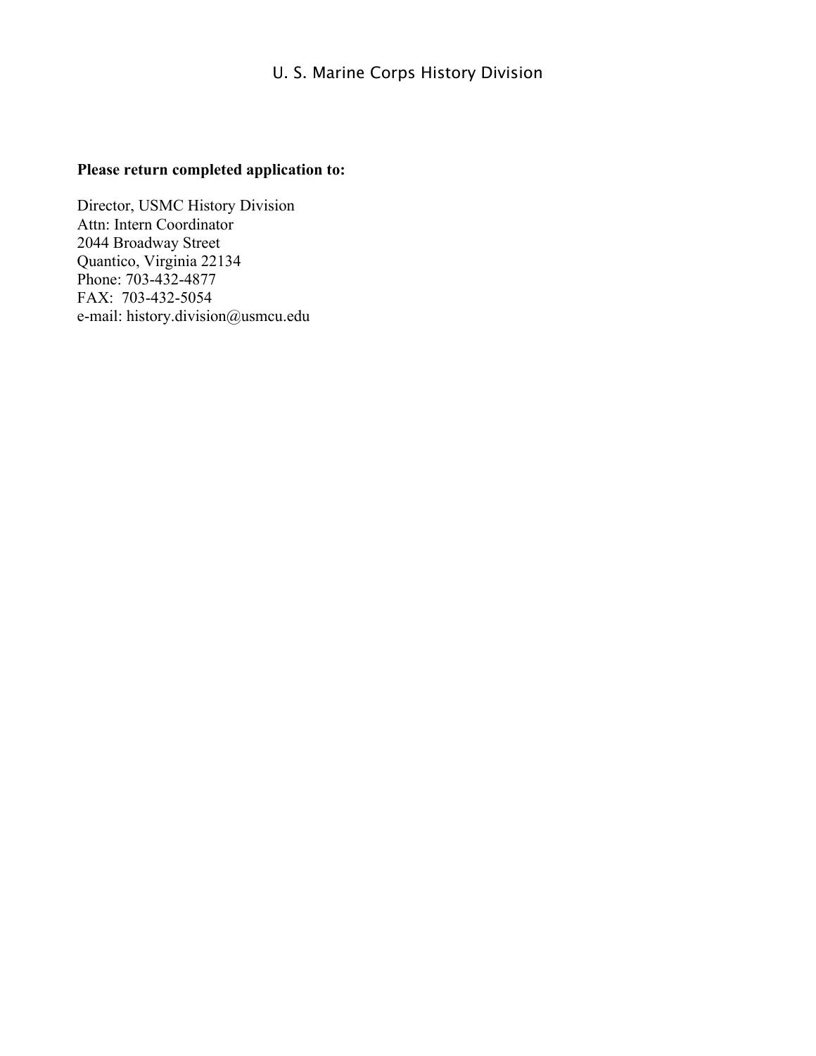U. S. Marine Corps History Division

**Please return completed application to:**

Director, USMC History Division
Attn: Intern Coordinator
2044 Broadway Street
Quantico, Virginia 22134
Phone: 703-432-4877
FAX: 703-432-5054
e-mail: history.division@usmcu.edu